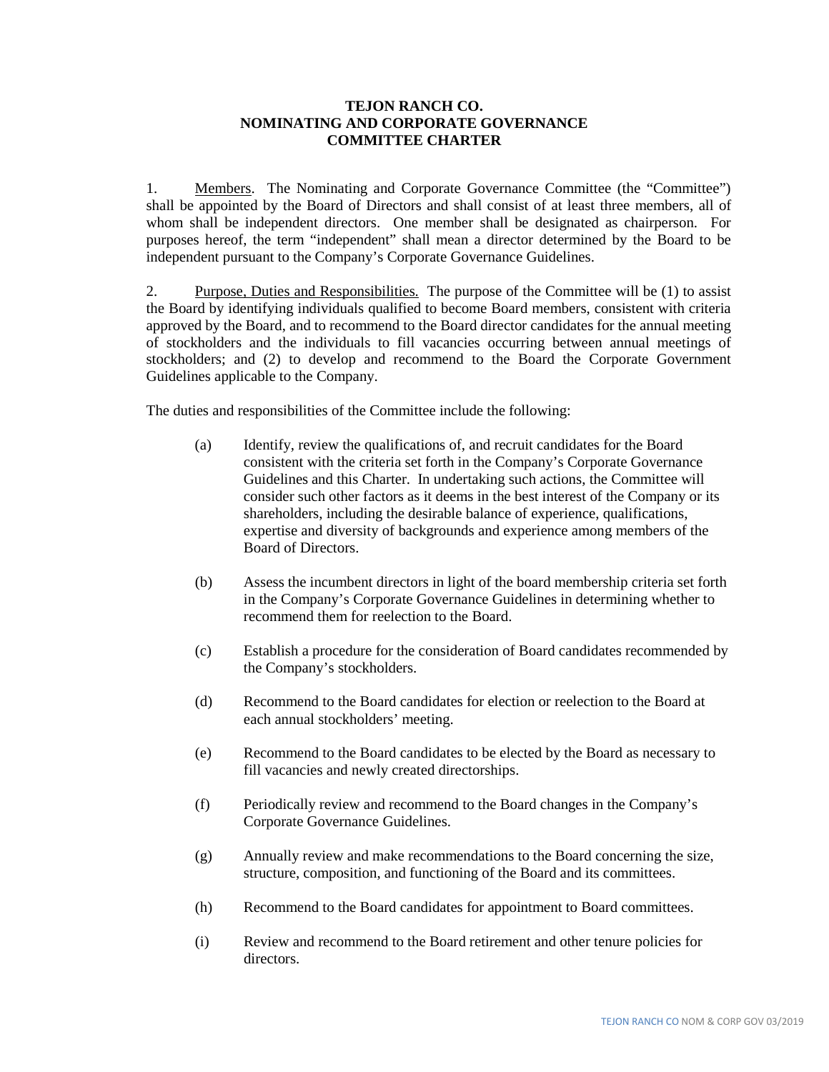# TEJON RANCH CO.
# NOMINATING AND CORPORATE GOVERNANCE COMMITTEE CHARTER

1. Members. The Nominating and Corporate Governance Committee (the "Committee") shall be appointed by the Board of Directors and shall consist of at least three members, all of whom shall be independent directors. One member shall be designated as chairperson. For purposes hereof, the term "independent" shall mean a director determined by the Board to be independent pursuant to the Company's Corporate Governance Guidelines.

2. Purpose, Duties and Responsibilities. The purpose of the Committee will be (1) to assist the Board by identifying individuals qualified to become Board members, consistent with criteria approved by the Board, and to recommend to the Board director candidates for the annual meeting of stockholders and the individuals to fill vacancies occurring between annual meetings of stockholders; and (2) to develop and recommend to the Board the Corporate Government Guidelines applicable to the Company.

The duties and responsibilities of the Committee include the following:

(a) Identify, review the qualifications of, and recruit candidates for the Board consistent with the criteria set forth in the Company's Corporate Governance Guidelines and this Charter. In undertaking such actions, the Committee will consider such other factors as it deems in the best interest of the Company or its shareholders, including the desirable balance of experience, qualifications, expertise and diversity of backgrounds and experience among members of the Board of Directors.

(b) Assess the incumbent directors in light of the board membership criteria set forth in the Company's Corporate Governance Guidelines in determining whether to recommend them for reelection to the Board.

(c) Establish a procedure for the consideration of Board candidates recommended by the Company's stockholders.

(d) Recommend to the Board candidates for election or reelection to the Board at each annual stockholders' meeting.

(e) Recommend to the Board candidates to be elected by the Board as necessary to fill vacancies and newly created directorships.

(f) Periodically review and recommend to the Board changes in the Company's Corporate Governance Guidelines.

(g) Annually review and make recommendations to the Board concerning the size, structure, composition, and functioning of the Board and its committees.

(h) Recommend to the Board candidates for appointment to Board committees.

(i) Review and recommend to the Board retirement and other tenure policies for directors.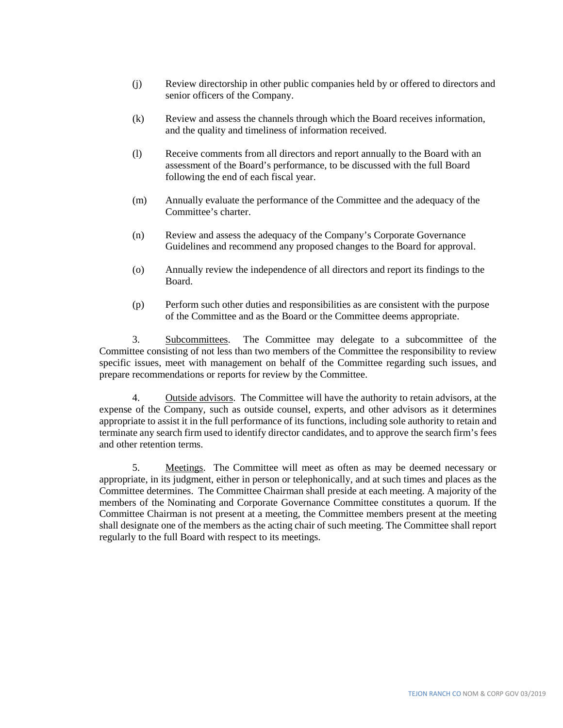(j) Review directorship in other public companies held by or offered to directors and senior officers of the Company.

(k) Review and assess the channels through which the Board receives information, and the quality and timeliness of information received.

(l) Receive comments from all directors and report annually to the Board with an assessment of the Board's performance, to be discussed with the full Board following the end of each fiscal year.

(m) Annually evaluate the performance of the Committee and the adequacy of the Committee's charter.

(n) Review and assess the adequacy of the Company's Corporate Governance Guidelines and recommend any proposed changes to the Board for approval.

(o) Annually review the independence of all directors and report its findings to the Board.

(p) Perform such other duties and responsibilities as are consistent with the purpose of the Committee and as the Board or the Committee deems appropriate.

3. Subcommittees. The Committee may delegate to a subcommittee of the Committee consisting of not less than two members of the Committee the responsibility to review specific issues, meet with management on behalf of the Committee regarding such issues, and prepare recommendations or reports for review by the Committee.

4. Outside advisors. The Committee will have the authority to retain advisors, at the expense of the Company, such as outside counsel, experts, and other advisors as it determines appropriate to assist it in the full performance of its functions, including sole authority to retain and terminate any search firm used to identify director candidates, and to approve the search firm's fees and other retention terms.

5. Meetings. The Committee will meet as often as may be deemed necessary or appropriate, in its judgment, either in person or telephonically, and at such times and places as the Committee determines. The Committee Chairman shall preside at each meeting. A majority of the members of the Nominating and Corporate Governance Committee constitutes a quorum. If the Committee Chairman is not present at a meeting, the Committee members present at the meeting shall designate one of the members as the acting chair of such meeting. The Committee shall report regularly to the full Board with respect to its meetings.